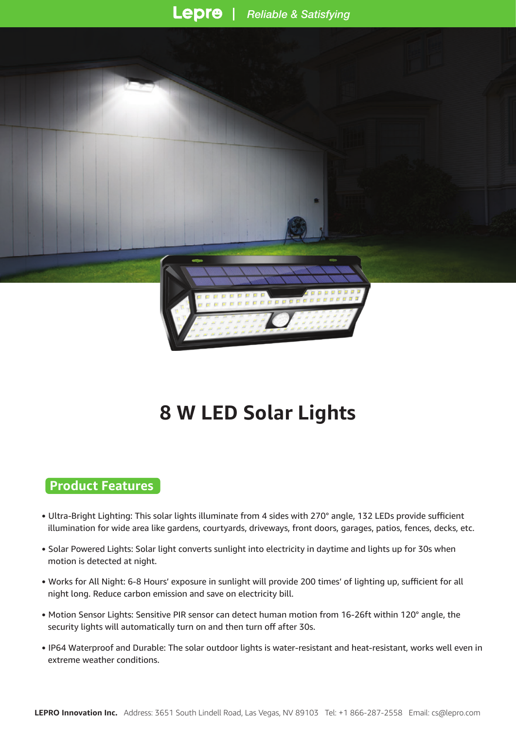Lepre | *Reliable & Satisfying*

# 8 W LED Solar Lights

## Product Features

- Ultra-Bright Lighting: This solar lights illuminate from 4 sides with 270° angle, 132 LEDs provide sufficient illumination for wide area like gardens, courtyards, driveways, front doors, garages, patios, fences, decks, etc.
- Solar Powered Lights: Solar light converts sunlight into electricity in daytime and lights up for 30s when motion is detected at night.
- Works for All Night: 6-8 Hours' exposure in sunlight will provide 200 times' of lighting up, sufficient for all night long. Reduce carbon emission and save on electricity bill.
- Motion Sensor Lights: Sensitive PIR sensor can detect human motion from 16-26ft within 120° angle, the security lights will automatically turn on and then turn off after 30s.
- IP64 Waterproof and Durable: The solar outdoor lights is water-resistant and heat-resistant, works well even in extreme weather conditions.

**LEPRO Innovation Inc.** Address: 3651 South Lindell Road, Las Vegas, NV 89103 Tel: +1 866-287-2558 Email: cs@lepro.com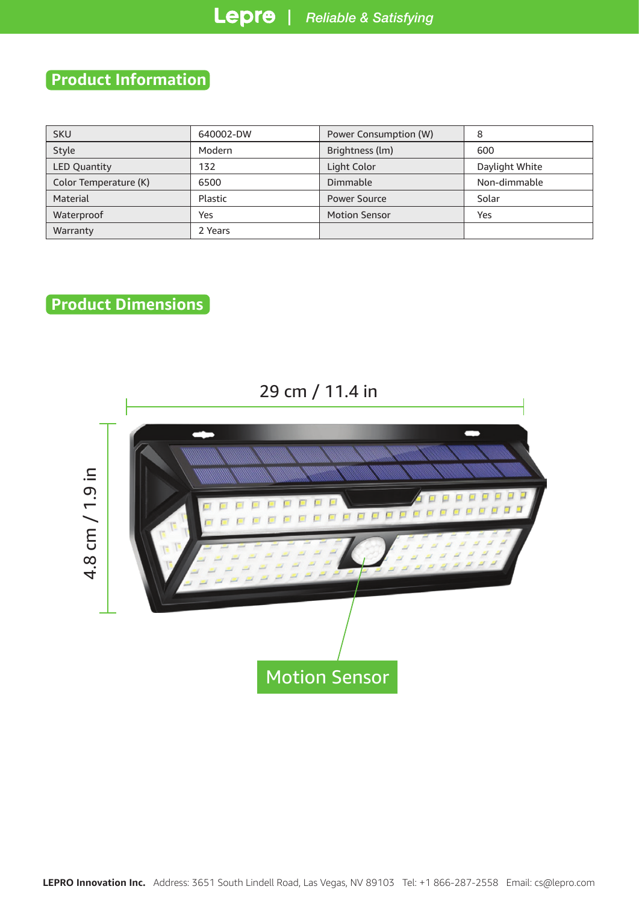## Product Information

| SKU | 640002-DW | Power Consumption (W) | 8 |
|---|---|---|---|
| Style | Modern | Brightness (lm) | 600 |
| LED Quantity | 132 | Light Color | Daylight White |
| Color Temperature (K) | 6500 | Dimmable | Non-dimmable |
| Material | Plastic | Power Source | Solar |
| Waterproof | Yes | Motion Sensor | Yes |
| Warranty | 2 Years | | |

## Product Dimensions

29 cm / 11.4 in

4.8 cm / 1.9 in

Motion Sensor

**LEPRO Innovation Inc.** Address: 3651 South Lindell Road, Las Vegas, NV 89103 Tel: +1 866-287-2558 Email: cs@lepro.com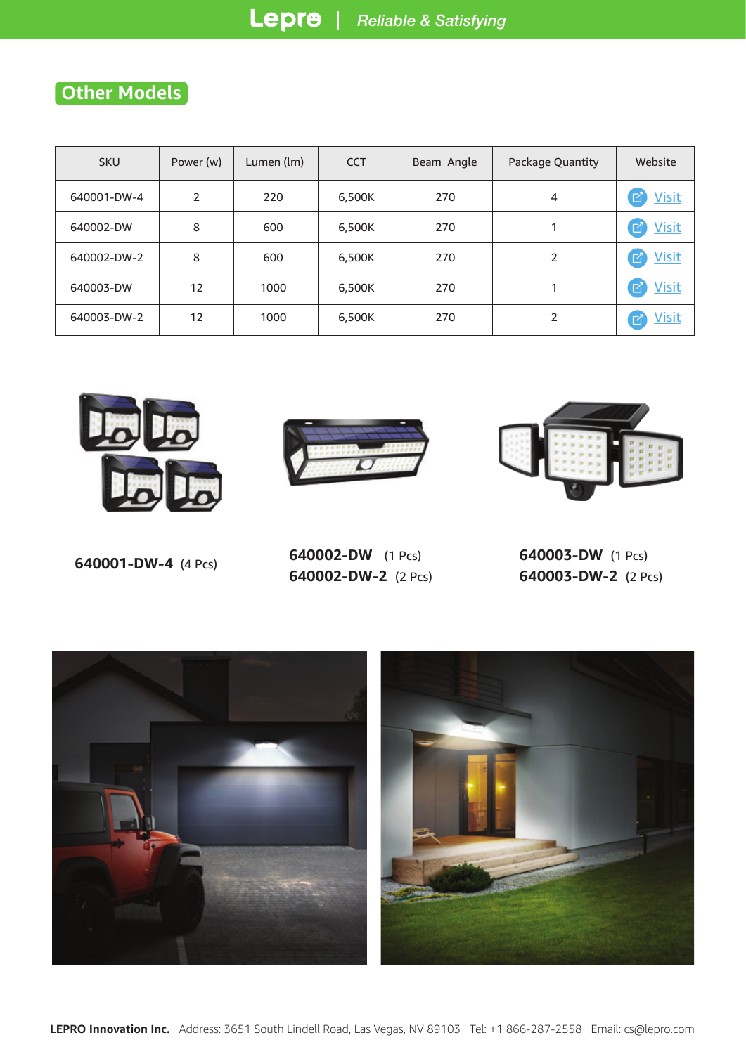## Other Models

| SKU | Power (w) | Lumen (lm) | CCT | Beam Angle | Package Quantity | Website |
|---|---|---|---|---|---|---|
| 640001-DW-4 | 2 | 220 | 6,500K | 270 | 4 | Visit |
| 640002-DW | 8 | 600 | 6,500K | 270 | 1 | Visit |
| 640002-DW-2 | 8 | 600 | 6,500K | 270 | 2 | Visit |
| 640003-DW | 12 | 1000 | 6,500K | 270 | 1 | Visit |
| 640003-DW-2 | 12 | 1000 | 6,500K | 270 | 2 | Visit |

**640001-DW-4** (4 Pcs)

**640002-DW** (1 Pcs)
**640002-DW-2** (2 Pcs)

**640003-DW** (1 Pcs)
**640003-DW-2** (2 Pcs)

**LEPRO Innovation Inc.** Address: 3651 South Lindell Road, Las Vegas, NV 89103 Tel: +1 866-287-2558 Email: cs@lepro.com